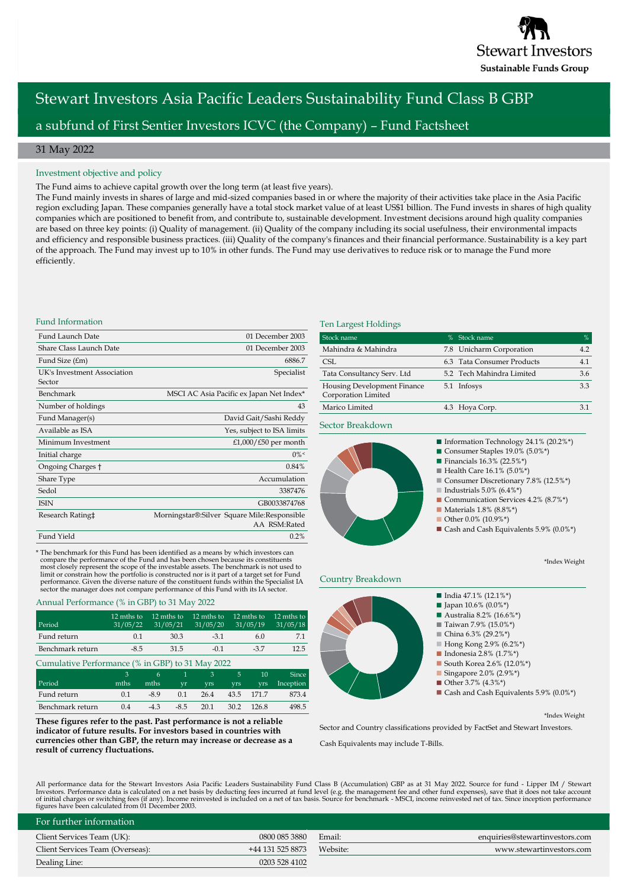Stewart Investors
Sustainable Funds Group

# Stewart Investors Asia Pacific Leaders Sustainability Fund Class B GBP

## a subfund of First Sentier Investors ICVC (the Company) – Fund Factsheet

31 May 2022

### Investment objective and policy

The Fund aims to achieve capital growth over the long term (at least five years).
The Fund mainly invests in shares of large and mid-sized companies based in or where the majority of their activities take place in the Asia Pacific region excluding Japan. These companies generally have a total stock market value of at least US$1 billion. The Fund invests in shares of high quality companies which are positioned to benefit from, and contribute to, sustainable development. Investment decisions around high quality companies are based on three key points: (i) Quality of management. (ii) Quality of the company including its social usefulness, their environmental impacts and efficiency and responsible business practices. (iii) Quality of the company's finances and their financial performance. Sustainability is a key part of the approach. The Fund may invest up to 10% in other funds. The Fund may use derivatives to reduce risk or to manage the Fund more efficiently.

### Fund Information

| | |
|---|---|
| Fund Launch Date | 01 December 2003 |
| Share Class Launch Date | 01 December 2003 |
| Fund Size (£m) | 6886.7 |
| UK's Investment Association Sector | Specialist |
| Benchmark | MSCI AC Asia Pacific ex Japan Net Index* |
| Number of holdings | 43 |
| Fund Manager(s) | David Gait/Sashi Reddy |
| Available as ISA | Yes, subject to ISA limits |
| Minimum Investment | £1,000/£50 per month |
| Initial charge | 0%< |
| Ongoing Charges † | 0.84% |
| Share Type | Accumulation |
| Sedol | 3387476 |
| ISIN | GB0033874768 |
| Research Rating‡ | Morningstar®:Silver Square Mile:Responsible AA RSM:Rated |
| Fund Yield | 0.2% |

* The benchmark for this Fund has been identified as a means by which investors can compare the performance of the Fund and has been chosen because its constituents most closely represent the scope of the investable assets. The benchmark is not used to limit or constrain how the portfolio is constructed nor is it part of a target set for Fund performance. Given the diverse nature of the constituent funds within the Specialist IA sector the manager does not compare performance of this Fund with its IA sector.

### Annual Performance (% in GBP) to 31 May 2022

| Period | 12 mths to 31/05/22 | 12 mths to 31/05/21 | 12 mths to 31/05/20 | 12 mths to 31/05/19 | 12 mths to 31/05/18 |
|---|---|---|---|---|---|
| Fund return | 0.1 | 30.3 | -3.1 | 6.0 | 7.1 |
| Benchmark return | -8.5 | 31.5 | -0.1 | -3.7 | 12.5 |

### Cumulative Performance (% in GBP) to 31 May 2022

| Period | 3 mths | 6 mths | 1 yr | 3 yrs | 5 yrs | 10 yrs | Since Inception |
|---|---|---|---|---|---|---|---|
| Fund return | 0.1 | -8.9 | 0.1 | 26.4 | 43.5 | 171.7 | 873.4 |
| Benchmark return | 0.4 | -4.3 | -8.5 | 20.1 | 30.2 | 126.8 | 498.5 |

**These figures refer to the past. Past performance is not a reliable indicator of future results. For investors based in countries with currencies other than GBP, the return may increase or decrease as a result of currency fluctuations.**

### Ten Largest Holdings

| Stock name | % | Stock name | % |
|---|---|---|---|
| Mahindra & Mahindra | 7.8 | Unicharm Corporation | 4.2 |
| CSL | 6.3 | Tata Consumer Products | 4.1 |
| Tata Consultancy Serv. Ltd | 5.2 | Tech Mahindra Limited | 3.6 |
| Housing Development Finance Corporation Limited | 5.1 | Infosys | 3.3 |
| Marico Limited | 4.3 | Hoya Corp. | 3.1 |

### Sector Breakdown

- Information Technology 24.1% (20.2%*)
- Consumer Staples 19.0% (5.0%*)
- Financials 16.3% (22.5%*)
- Health Care 16.1% (5.0%*)
- Consumer Discretionary 7.8% (12.5%*)
- Industrials 5.0% (6.4%*)
- Communication Services 4.2% (8.7%*)
- Materials 1.8% (8.8%*)
- Other 0.0% (10.9%*)
- Cash and Cash Equivalents 5.9% (0.0%*)

*Index Weight

### Country Breakdown

- India 47.1% (12.1%*)
- Japan 10.6% (0.0%*)
- Australia 8.2% (16.6%*)
- Taiwan 7.9% (15.0%*)
- China 6.3% (29.2%*)
- Hong Kong 2.9% (6.2%*)
- Indonesia 2.8% (1.7%*)
- South Korea 2.6% (12.0%*)
- Singapore 2.0% (2.9%*)
- Other 3.7% (4.3%*)
- Cash and Cash Equivalents 5.9% (0.0%*)

*Index Weight

Sector and Country classifications provided by FactSet and Stewart Investors.

Cash Equivalents may include T-Bills.

All performance data for the Stewart Investors Asia Pacific Leaders Sustainability Fund Class B (Accumulation) GBP as at 31 May 2022. Source for fund - Lipper IM / Stewart Investors. Performance data is calculated on a net basis by deducting fees incurred at fund level (e.g. the management fee and other fund expenses), save that it does not take account of initial charges or switching fees (if any). Income reinvested is included on a net of tax basis. Source for benchmark - MSCI, income reinvested net of tax. Since inception performance figures have been calculated from 01 December 2003.

### For further information

| | | | |
|---|---|---|---|
| Client Services Team (UK): | 0800 085 3880 | Email: | enquiries@stewartinvestors.com |
| Client Services Team (Overseas): | +44 131 525 8873 | Website: | www.stewartinvestors.com |
| Dealing Line: | 0203 528 4102 | | |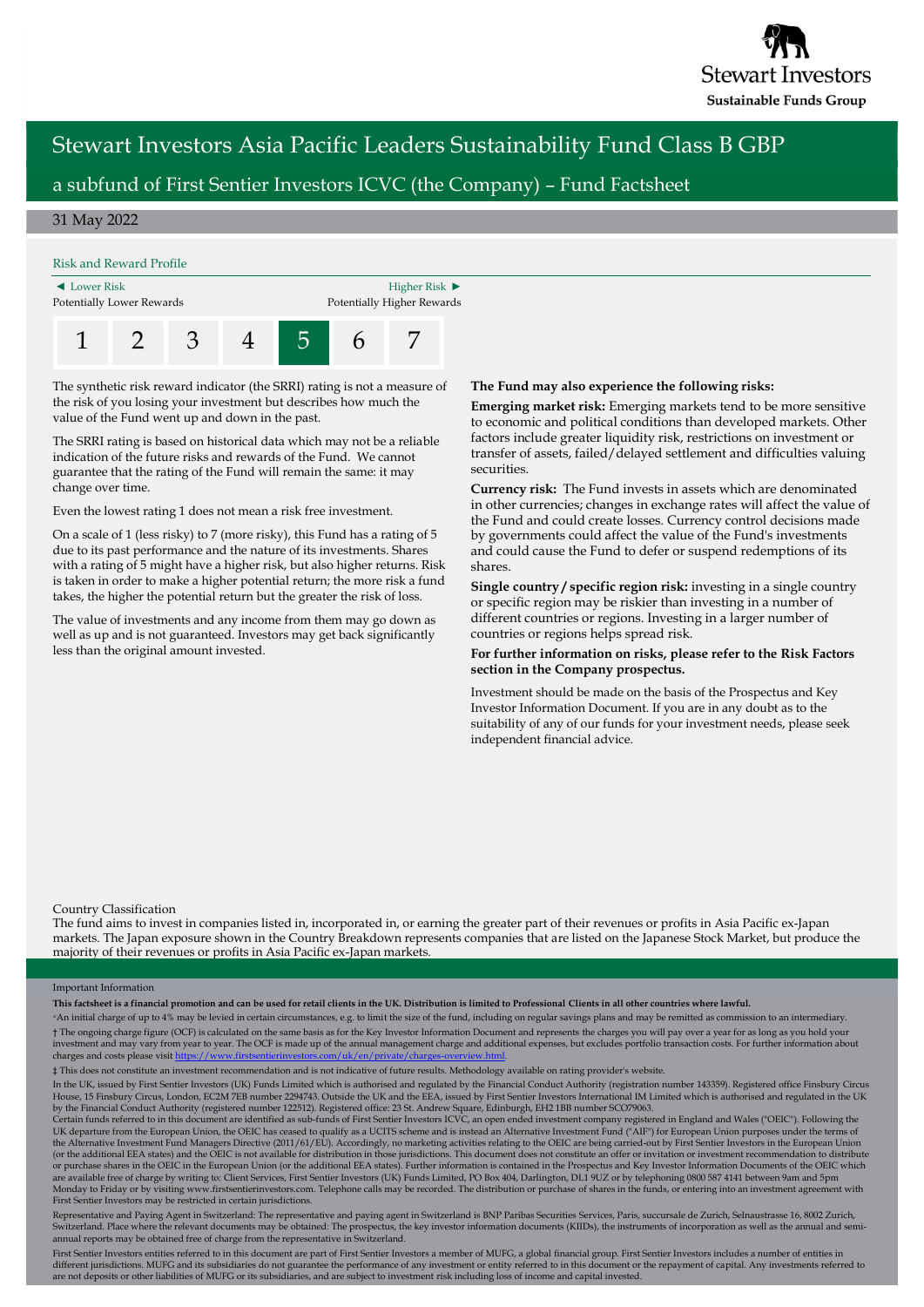# Stewart Investors Asia Pacific Leaders Sustainability Fund Class B GBP

## a subfund of First Sentier Investors ICVC (the Company) – Fund Factsheet

31 May 2022

### Risk and Reward Profile

◄ Lower Risk — Higher Risk ►

Potentially Lower Rewards — Potentially Higher Rewards

| | | | | | | |
|---|---|---|---|---|---|---|
| 1 | 2 | 3 | 4 | **5** | 6 | 7 |

The synthetic risk reward indicator (the SRRI) rating is not a measure of the risk of you losing your investment but describes how much the value of the Fund went up and down in the past.

The SRRI rating is based on historical data which may not be a reliable indication of the future risks and rewards of the Fund. We cannot guarantee that the rating of the Fund will remain the same: it may change over time.

Even the lowest rating 1 does not mean a risk free investment.

On a scale of 1 (less risky) to 7 (more risky), this Fund has a rating of 5 due to its past performance and the nature of its investments. Shares with a rating of 5 might have a higher risk, but also higher returns. Risk is taken in order to make a higher potential return; the more risk a fund takes, the higher the potential return but the greater the risk of loss.

The value of investments and any income from them may go down as well as up and is not guaranteed. Investors may get back significantly less than the original amount invested.

**The Fund may also experience the following risks:**

**Emerging market risk:** Emerging markets tend to be more sensitive to economic and political conditions than developed markets. Other factors include greater liquidity risk, restrictions on investment or transfer of assets, failed/delayed settlement and difficulties valuing securities.

**Currency risk:** The Fund invests in assets which are denominated in other currencies; changes in exchange rates will affect the value of the Fund and could create losses. Currency control decisions made by governments could affect the value of the Fund's investments and could cause the Fund to defer or suspend redemptions of its shares.

**Single country / specific region risk:** investing in a single country or specific region may be riskier than investing in a number of different countries or regions. Investing in a larger number of countries or regions helps spread risk.

**For further information on risks, please refer to the Risk Factors section in the Company prospectus.**

Investment should be made on the basis of the Prospectus and Key Investor Information Document. If you are in any doubt as to the suitability of any of our funds for your investment needs, please seek independent financial advice.

### Country Classification

The fund aims to invest in companies listed in, incorporated in, or earning the greater part of their revenues or profits in Asia Pacific ex-Japan markets. The Japan exposure shown in the Country Breakdown represents companies that are listed on the Japanese Stock Market, but produce the majority of their revenues or profits in Asia Pacific ex-Japan markets.

### Important Information

**This factsheet is a financial promotion and can be used for retail clients in the UK. Distribution is limited to Professional Clients in all other countries where lawful.**

˂An initial charge of up to 4% may be levied in certain circumstances, e.g. to limit the size of the fund, including on regular savings plans and may be remitted as commission to an intermediary.

† The ongoing charge figure (OCF) is calculated on the same basis as for the Key Investor Information Document and represents the charges you will pay over a year for as long as you hold your investment and may vary from year to year. The OCF is made up of the annual management charge and additional expenses, but excludes portfolio transaction costs. For further information about charges and costs please visit https://www.firstsentierinvestors.com/uk/en/private/charges-overview.html.

‡ This does not constitute an investment recommendation and is not indicative of future results. Methodology available on rating provider's website.

In the UK, issued by First Sentier Investors (UK) Funds Limited which is authorised and regulated by the Financial Conduct Authority (registration number 143359). Registered office Finsbury Circus House, 15 Finsbury Circus, London, EC2M 7EB number 2294743. Outside the UK and the EEA, issued by First Sentier Investors International IM Limited which is authorised and regulated in the UK by the Financial Conduct Authority (registered number 122512). Registered office: 23 St. Andrew Square, Edinburgh, EH2 1BB number SCO79063.
Certain funds referred to in this document are identified as sub-funds of First Sentier Investors ICVC, an open ended investment company registered in England and Wales ("OEIC"). Following the UK departure from the European Union, the OEIC has ceased to qualify as a UCITS scheme and is instead an Alternative Investment Fund ("AIF") for European Union purposes under the terms of the Alternative Investment Fund Managers Directive (2011/61/EU). Accordingly, no marketing activities relating to the OEIC are being carried-out by First Sentier Investors in the European Union (or the additional EEA states) and the OEIC is not available for distribution in those jurisdictions. This document does not constitute an offer or invitation or investment recommendation to distribute or purchase shares in the OEIC in the European Union (or the additional EEA states). Further information is contained in the Prospectus and Key Investor Information Documents of the OEIC which are available free of charge by writing to: Client Services, First Sentier Investors (UK) Funds Limited, PO Box 404, Darlington, DL1 9UZ or by telephoning 0800 587 4141 between 9am and 5pm Monday to Friday or by visiting www.firstsentierinvestors.com. Telephone calls may be recorded. The distribution or purchase of shares in the funds, or entering into an investment agreement with First Sentier Investors may be restricted in certain jurisdictions.

Representative and Paying Agent in Switzerland: The representative and paying agent in Switzerland is BNP Paribas Securities Services, Paris, succursale de Zurich, Selnaustrasse 16, 8002 Zurich, Switzerland. Place where the relevant documents may be obtained: The prospectus, the key investor information documents (KIIDs), the instruments of incorporation as well as the annual and semi-annual reports may be obtained free of charge from the representative in Switzerland.

First Sentier Investors entities referred to in this document are part of First Sentier Investors a member of MUFG, a global financial group. First Sentier Investors includes a number of entities in different jurisdictions. MUFG and its subsidiaries do not guarantee the performance of any investment or entity referred to in this document or the repayment of capital. Any investments referred to are not deposits or other liabilities of MUFG or its subsidiaries, and are subject to investment risk including loss of income and capital invested.